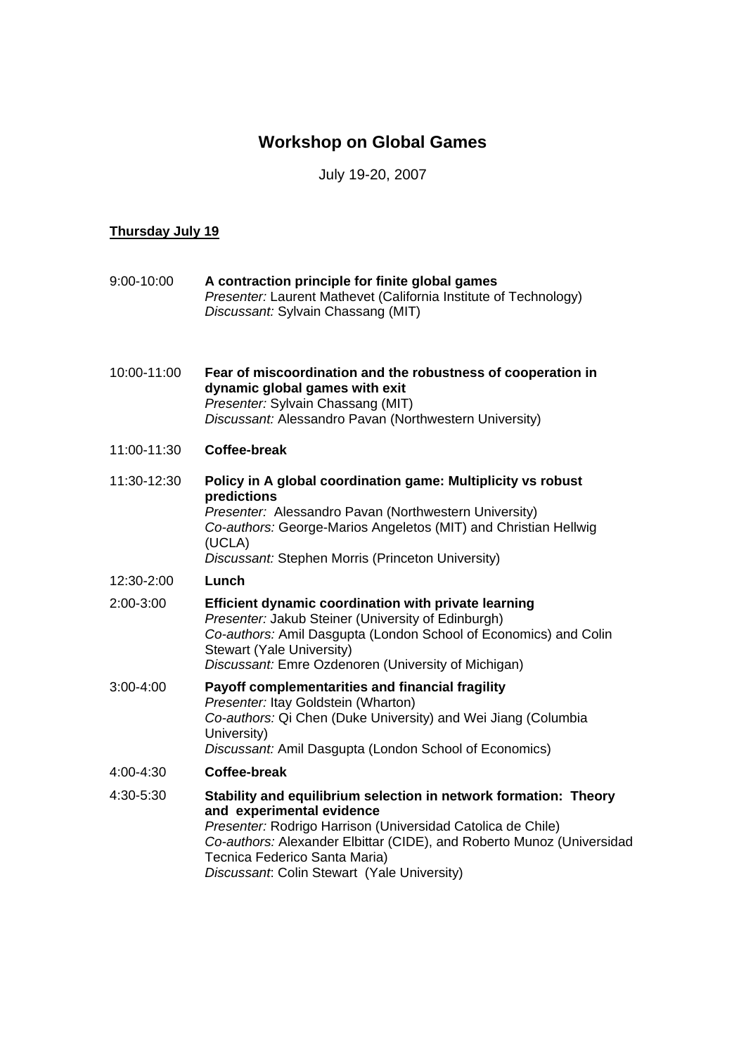# Workshop on Global Games

July 19-20, 2007

**Thursday July 19**

9:00-10:00 **A contraction principle for finite global games**
*Presenter:* Laurent Mathevet (California Institute of Technology)
*Discussant:* Sylvain Chassang (MIT)

10:00-11:00 **Fear of miscoordination and the robustness of cooperation in dynamic global games with exit**
*Presenter:* Sylvain Chassang (MIT)
*Discussant:* Alessandro Pavan (Northwestern University)

11:00-11:30 **Coffee-break**

11:30-12:30 **Policy in A global coordination game: Multiplicity vs robust predictions**
*Presenter:* Alessandro Pavan (Northwestern University)
*Co-authors:* George-Marios Angeletos (MIT) and Christian Hellwig (UCLA)
*Discussant:* Stephen Morris (Princeton University)

12:30-2:00 **Lunch**

2:00-3:00 **Efficient dynamic coordination with private learning**
*Presenter:* Jakub Steiner (University of Edinburgh)
*Co-authors:* Amil Dasgupta (London School of Economics) and Colin Stewart (Yale University)
*Discussant:* Emre Ozdenoren (University of Michigan)

3:00-4:00 **Payoff complementarities and financial fragility**
*Presenter:* Itay Goldstein (Wharton)
*Co-authors:* Qi Chen (Duke University) and Wei Jiang (Columbia University)
*Discussant:* Amil Dasgupta (London School of Economics)

4:00-4:30 **Coffee-break**

4:30-5:30 **Stability and equilibrium selection in network formation: Theory and experimental evidence**
*Presenter:* Rodrigo Harrison (Universidad Catolica de Chile)
*Co-authors:* Alexander Elbittar (CIDE), and Roberto Munoz (Universidad Tecnica Federico Santa Maria)
*Discussant*: Colin Stewart (Yale University)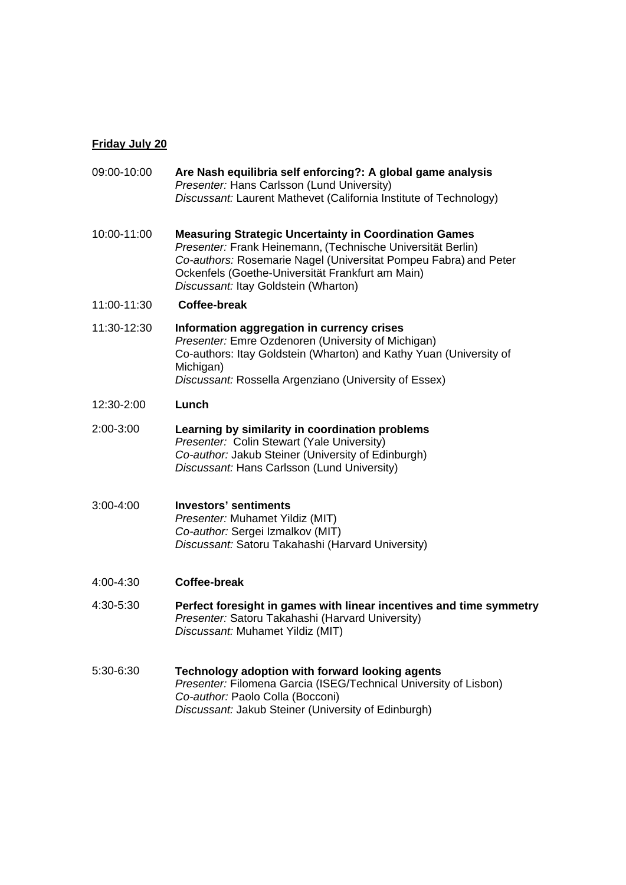**<u>Friday July 20</u>**

09:00-10:00 **Are Nash equilibria self enforcing?: A global game analysis**
*Presenter:* Hans Carlsson (Lund University)
*Discussant:* Laurent Mathevet (California Institute of Technology)

10:00-11:00 **Measuring Strategic Uncertainty in Coordination Games**
*Presenter:* Frank Heinemann, (Technische Universität Berlin)
*Co-authors:* Rosemarie Nagel (Universitat Pompeu Fabra) and Peter Ockenfels (Goethe-Universität Frankfurt am Main)
*Discussant:* Itay Goldstein (Wharton)

11:00-11:30 **Coffee-break**

11:30-12:30 **Information aggregation in currency crises**
*Presenter:* Emre Ozdenoren (University of Michigan)
Co-authors: Itay Goldstein (Wharton) and Kathy Yuan (University of Michigan)
*Discussant:* Rossella Argenziano (University of Essex)

12:30-2:00 **Lunch**

2:00-3:00 **Learning by similarity in coordination problems**
*Presenter:* Colin Stewart (Yale University)
*Co-author:* Jakub Steiner (University of Edinburgh)
*Discussant:* Hans Carlsson (Lund University)

3:00-4:00 **Investors' sentiments**
*Presenter:* Muhamet Yildiz (MIT)
*Co-author:* Sergei Izmalkov (MIT)
*Discussant:* Satoru Takahashi (Harvard University)

4:00-4:30 **Coffee-break**

4:30-5:30 **Perfect foresight in games with linear incentives and time symmetry**
*Presenter:* Satoru Takahashi (Harvard University)
*Discussant:* Muhamet Yildiz (MIT)

5:30-6:30 **Technology adoption with forward looking agents**
*Presenter:* Filomena Garcia (ISEG/Technical University of Lisbon)
*Co-author:* Paolo Colla (Bocconi)
*Discussant:* Jakub Steiner (University of Edinburgh)